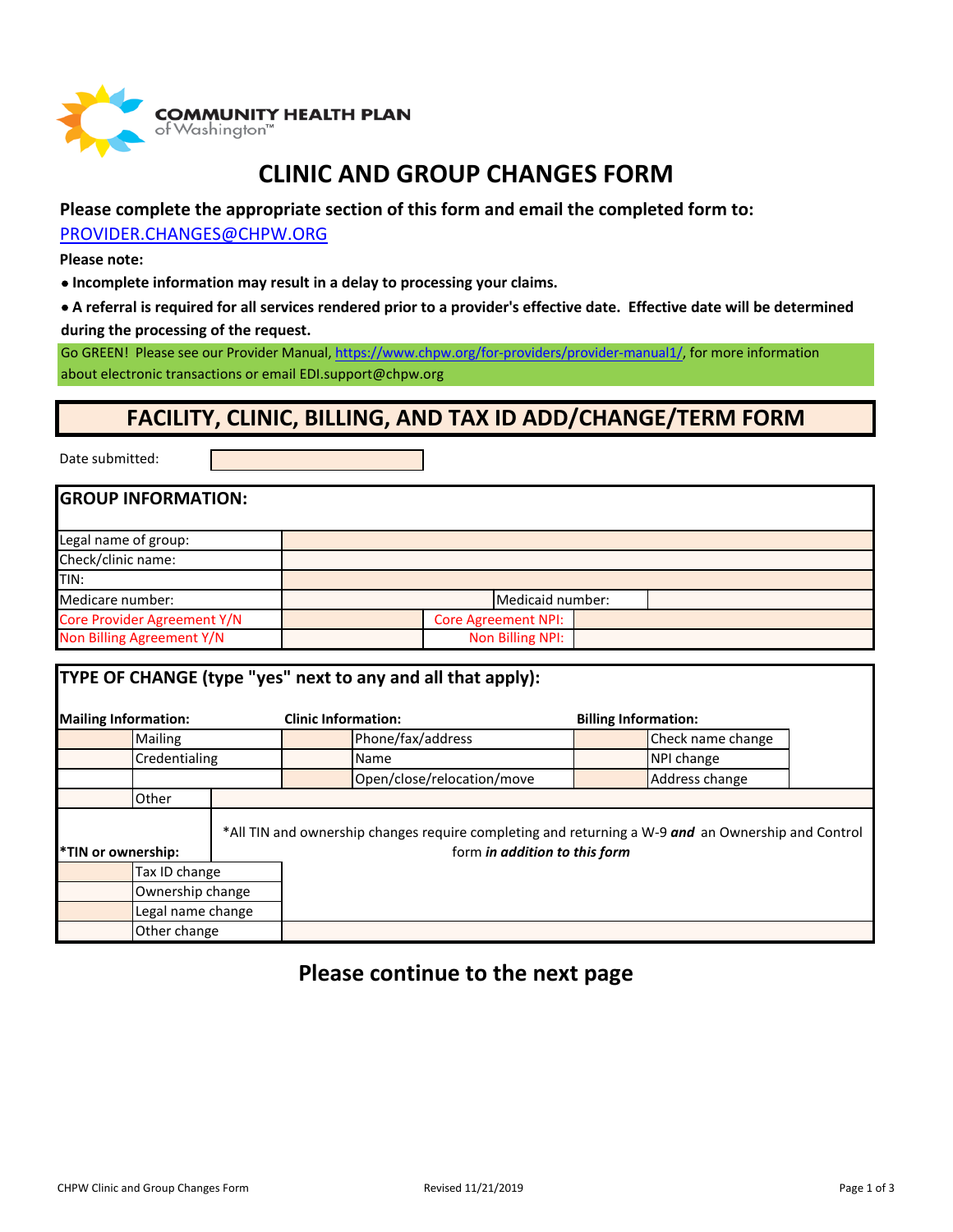COMMUNITY HEALTH PLAN of Washington™

# CLINIC AND GROUP CHANGES FORM

**Please complete the appropriate section of this form and email the completed form to:**
PROVIDER.CHANGES@CHPW.ORG

**Please note:**

- **Incomplete information may result in a delay to processing your claims.**
- **A referral is required for all services rendered prior to a provider's effective date. Effective date will be determined during the processing of the request.**

Go GREEN! Please see our Provider Manual, https://www.chpw.org/for-providers/provider-manual1/, for more information about electronic transactions or email EDI.support@chpw.org

## FACILITY, CLINIC, BILLING, AND TAX ID ADD/CHANGE/TERM FORM

Date submitted:

| **GROUP INFORMATION:** | | | |
|---|---|---|---|
| Legal name of group: | | | |
| Check/clinic name: | | | |
| TIN: | | | |
| Medicare number: | | Medicaid number: | |
| Core Provider Agreement Y/N | | Core Agreement NPI: | |
| Non Billing Agreement Y/N | | Non Billing NPI: | |

**TYPE OF CHANGE (type "yes" next to any and all that apply):**

| **Mailing Information:** | | **Clinic Information:** | | **Billing Information:** | |
|---|---|---|---|---|---|
| | Mailing | | Phone/fax/address | | Check name change |
| | Credentialing | | Name | | NPI change |
| | | | Open/close/relocation/move | | Address change |
| | Other | | | | |

**\*TIN or ownership:**

*All TIN and ownership changes require completing and returning a W-9 ***and*** an Ownership and Control form ***in addition to this form***

| | |
|---|---|
| | Tax ID change |
| | Ownership change |
| | Legal name change |
| | Other change |

**Please continue to the next page**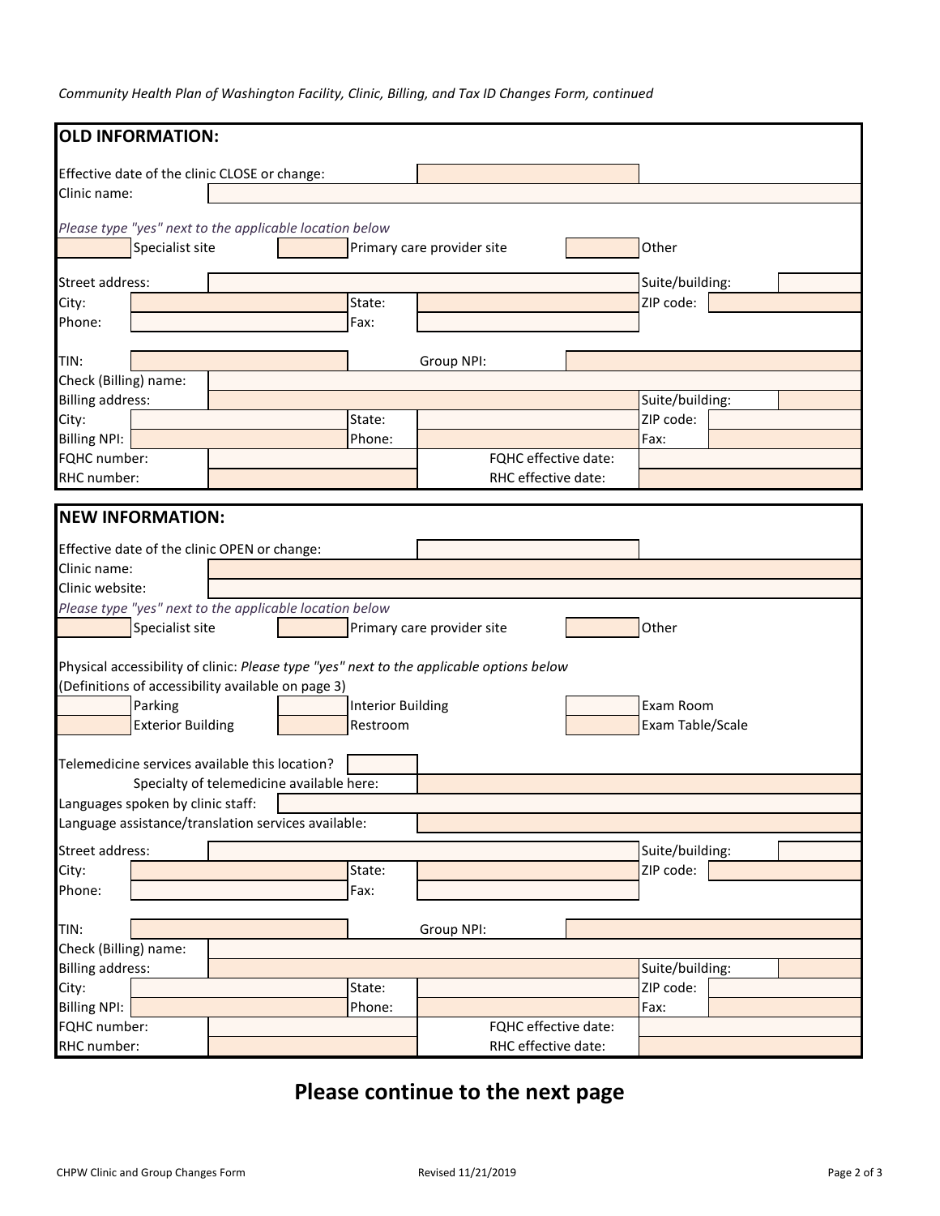*Community Health Plan of Washington Facility, Clinic, Billing, and Tax ID Changes Form, continued*

## OLD INFORMATION:

Effective date of the clinic CLOSE or change:

Clinic name:

*Please type "yes" next to the applicable location below*

| | Specialist site | | Primary care provider site | | Other |
|---|---|---|---|---|---|

| | | | | | |
|---|---|---|---|---|---|
| Street address: | | | | Suite/building: | |
| City: | | State: | | ZIP code: | |
| Phone: | | Fax: | | | |
| TIN: | | Group NPI: | | | |
| Check (Billing) name: | | | | | |
| Billing address: | | | | Suite/building: | |
| City: | | State: | | ZIP code: | |
| Billing NPI: | | Phone: | | Fax: | |
| FQHC number: | | FQHC effective date: | | | |
| RHC number: | | RHC effective date: | | | |

## NEW INFORMATION:

Effective date of the clinic OPEN or change:

Clinic name:

Clinic website:

*Please type "yes" next to the applicable location below*

| | Specialist site | | Primary care provider site | | Other |
|---|---|---|---|---|---|

Physical accessibility of clinic: *Please type "yes" next to the applicable options below*
(Definitions of accessibility available on page 3)

| | | | | | |
|---|---|---|---|---|---|
| | Parking | | Interior Building | | Exam Room |
| | Exterior Building | | Restroom | | Exam Table/Scale |

Telemedicine services available this location?

Specialty of telemedicine available here:

Languages spoken by clinic staff:

Language assistance/translation services available:

| | | | | | |
|---|---|---|---|---|---|
| Street address: | | | | Suite/building: | |
| City: | | State: | | ZIP code: | |
| Phone: | | Fax: | | | |
| TIN: | | Group NPI: | | | |
| Check (Billing) name: | | | | | |
| Billing address: | | | | Suite/building: | |
| City: | | State: | | ZIP code: | |
| Billing NPI: | | Phone: | | Fax: | |
| FQHC number: | | FQHC effective date: | | | |
| RHC number: | | RHC effective date: | | | |

# Please continue to the next page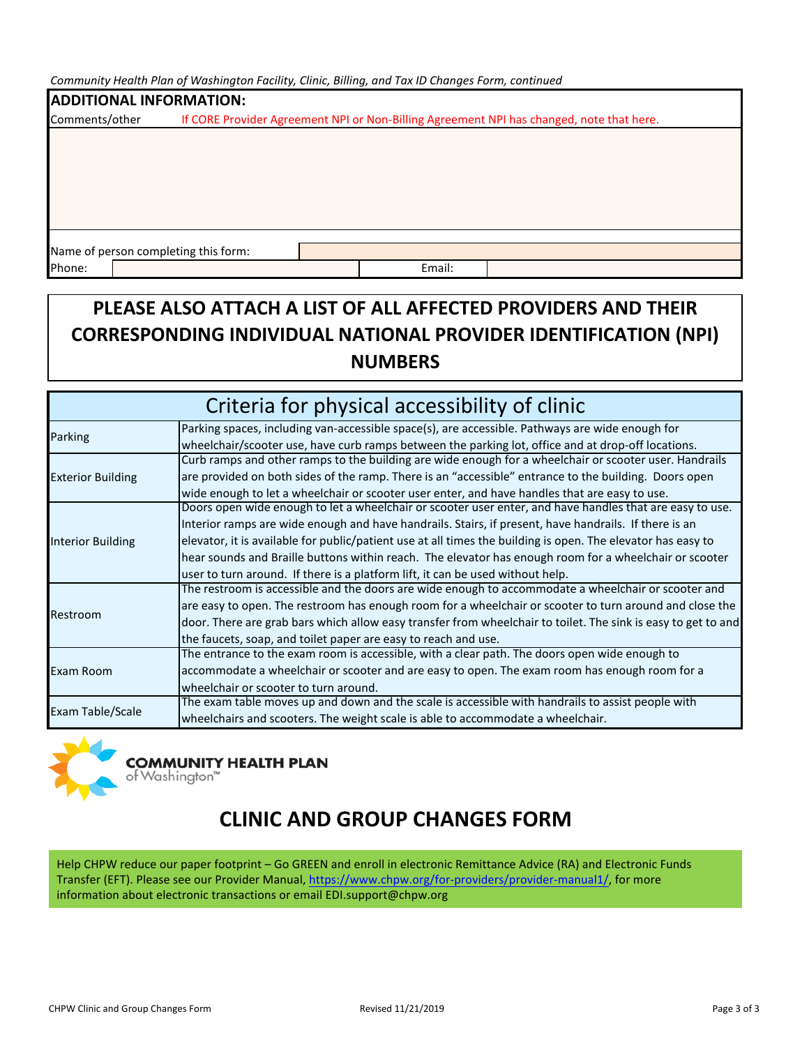*Community Health Plan of Washington Facility, Clinic, Billing, and Tax ID Changes Form, continued*

## ADDITIONAL INFORMATION:

Comments/other — If CORE Provider Agreement NPI or Non-Billing Agreement NPI has changed, note that here.

| | | | |
|---|---|---|---|
| Name of person completing this form: | | | |
| Phone: | | Email: | |

**PLEASE ALSO ATTACH A LIST OF ALL AFFECTED PROVIDERS AND THEIR CORRESPONDING INDIVIDUAL NATIONAL PROVIDER IDENTIFICATION (NPI) NUMBERS**

## Criteria for physical accessibility of clinic

| | |
|---|---|
| Parking | Parking spaces, including van-accessible space(s), are accessible. Pathways are wide enough for wheelchair/scooter use, have curb ramps between the parking lot, office and at drop-off locations. |
| Exterior Building | Curb ramps and other ramps to the building are wide enough for a wheelchair or scooter user. Handrails are provided on both sides of the ramp. There is an “accessible” entrance to the building. Doors open wide enough to let a wheelchair or scooter user enter, and have handles that are easy to use. |
| Interior Building | Doors open wide enough to let a wheelchair or scooter user enter, and have handles that are easy to use. Interior ramps are wide enough and have handrails. Stairs, if present, have handrails. If there is an elevator, it is available for public/patient use at all times the building is open. The elevator has easy to hear sounds and Braille buttons within reach. The elevator has enough room for a wheelchair or scooter user to turn around. If there is a platform lift, it can be used without help. |
| Restroom | The restroom is accessible and the doors are wide enough to accommodate a wheelchair or scooter and are easy to open. The restroom has enough room for a wheelchair or scooter to turn around and close the door. There are grab bars which allow easy transfer from wheelchair to toilet. The sink is easy to get to and the faucets, soap, and toilet paper are easy to reach and use. |
| Exam Room | The entrance to the exam room is accessible, with a clear path. The doors open wide enough to accommodate a wheelchair or scooter and are easy to open. The exam room has enough room for a wheelchair or scooter to turn around. |
| Exam Table/Scale | The exam table moves up and down and the scale is accessible with handrails to assist people with wheelchairs and scooters. The weight scale is able to accommodate a wheelchair. |

COMMUNITY HEALTH PLAN of Washington™

# CLINIC AND GROUP CHANGES FORM

Help CHPW reduce our paper footprint – Go GREEN and enroll in electronic Remittance Advice (RA) and Electronic Funds Transfer (EFT). Please see our Provider Manual, https://www.chpw.org/for-providers/provider-manual1/, for more information about electronic transactions or email EDI.support@chpw.org

CHPW Clinic and Group Changes Form — Revised 11/21/2019